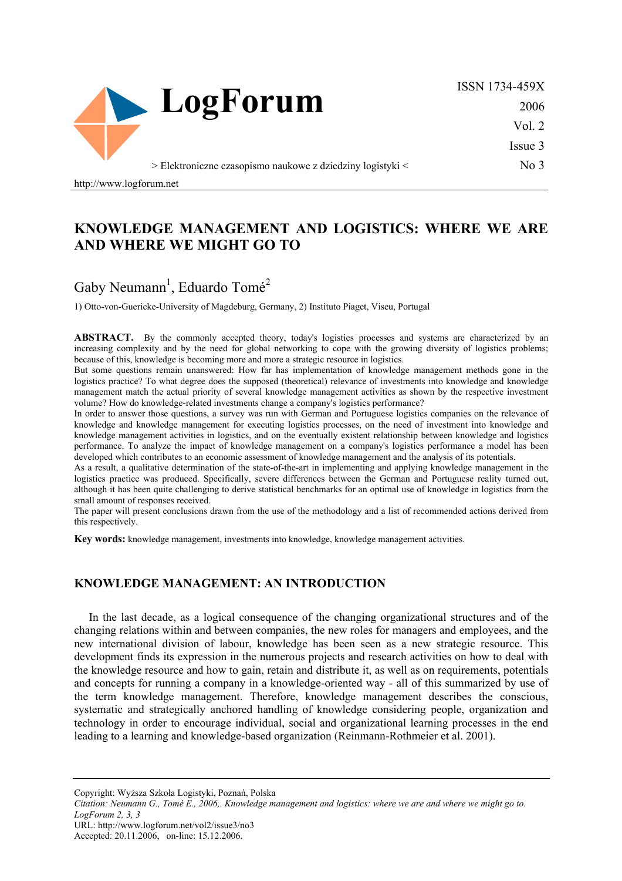# KNOWLEDGE MANAGEMENT AND LOGISTICS: WHERE WE ARE AND WHERE WE MIGHT GO TO

Gaby Neumann[1], Eduardo Tomé[2]

1) Otto-von-Guericke-University of Magdeburg, Germany, 2) Instituto Piaget, Viseu, Portugal

**ABSTRACT.** By the commonly accepted theory, today's logistics processes and systems are characterized by an increasing complexity and by the need for global networking to cope with the growing diversity of logistics problems; because of this, knowledge is becoming more and more a strategic resource in logistics.

But some questions remain unanswered: How far has implementation of knowledge management methods gone in the logistics practice? To what degree does the supposed (theoretical) relevance of investments into knowledge and knowledge management match the actual priority of several knowledge management activities as shown by the respective investment volume? How do knowledge-related investments change a company's logistics performance?

In order to answer those questions, a survey was run with German and Portuguese logistics companies on the relevance of knowledge and knowledge management for executing logistics processes, on the need of investment into knowledge and knowledge management activities in logistics, and on the eventually existent relationship between knowledge and logistics performance. To analyze the impact of knowledge management on a company's logistics performance a model has been developed which contributes to an economic assessment of knowledge management and the analysis of its potentials.

As a result, a qualitative determination of the state-of-the-art in implementing and applying knowledge management in the logistics practice was produced. Specifically, severe differences between the German and Portuguese reality turned out, although it has been quite challenging to derive statistical benchmarks for an optimal use of knowledge in logistics from the small amount of responses received.

The paper will present conclusions drawn from the use of the methodology and a list of recommended actions derived from this respectively.

**Key words:** knowledge management, investments into knowledge, knowledge management activities.

## KNOWLEDGE MANAGEMENT: AN INTRODUCTION

In the last decade, as a logical consequence of the changing organizational structures and of the changing relations within and between companies, the new roles for managers and employees, and the new international division of labour, knowledge has been seen as a new strategic resource. This development finds its expression in the numerous projects and research activities on how to deal with the knowledge resource and how to gain, retain and distribute it, as well as on requirements, potentials and concepts for running a company in a knowledge-oriented way - all of this summarized by use of the term knowledge management. Therefore, knowledge management describes the conscious, systematic and strategically anchored handling of knowledge considering people, organization and technology in order to encourage individual, social and organizational learning processes in the end leading to a learning and knowledge-based organization (Reinmann-Rothmeier et al. 2001).

Copyright: Wyższa Szkoła Logistyki, Poznań, Polska

*Citation: Neumann G., Tomé E., 2006,. Knowledge management and logistics: where we are and where we might go to. LogForum 2, 3, 3*

URL: http://www.logforum.net/vol2/issue3/no3

Accepted: 20.11.2006, on-line: 15.12.2006.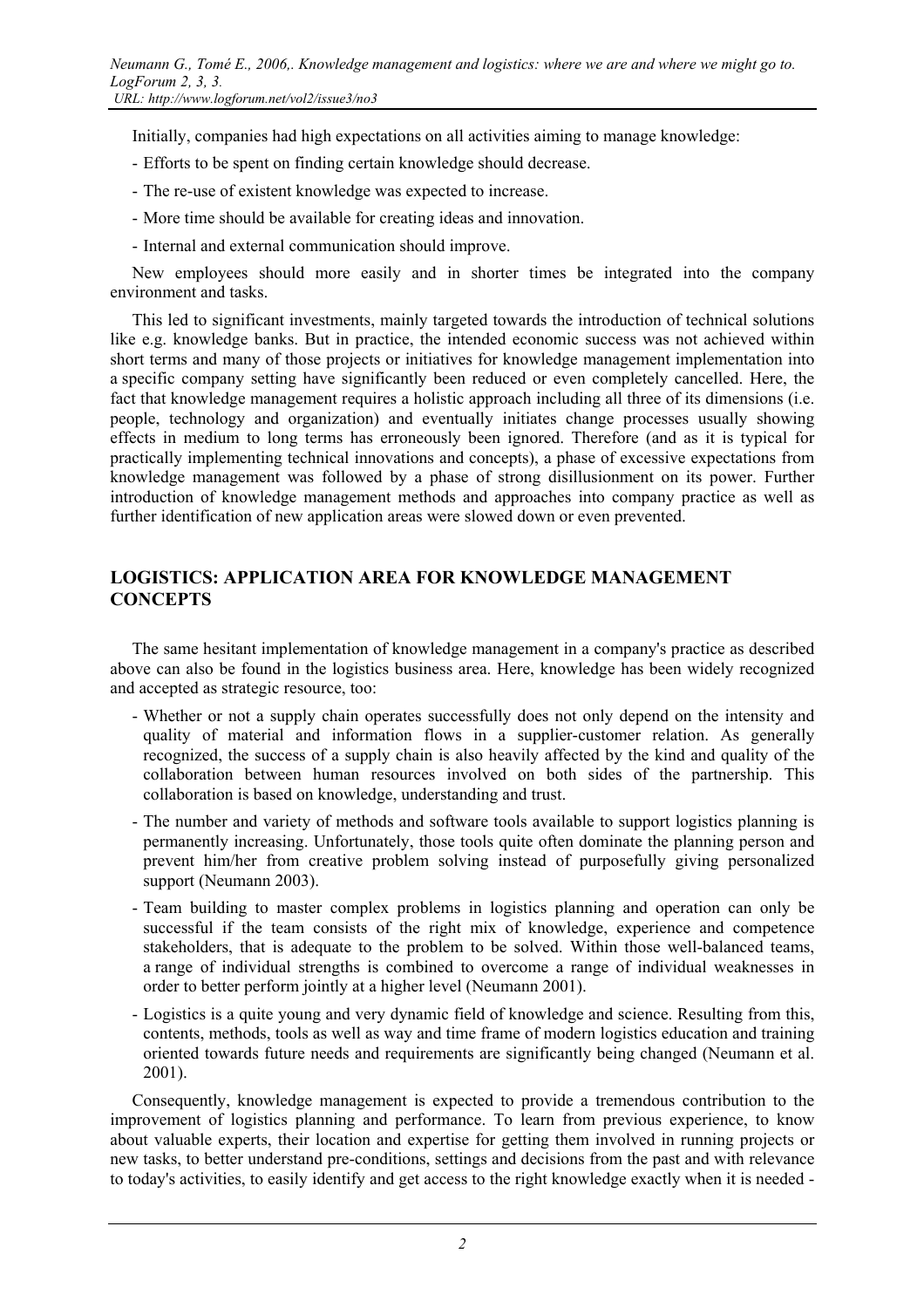Initially, companies had high expectations on all activities aiming to manage knowledge:

- Efforts to be spent on finding certain knowledge should decrease.
- The re-use of existent knowledge was expected to increase.
- More time should be available for creating ideas and innovation.
- Internal and external communication should improve.

New employees should more easily and in shorter times be integrated into the company environment and tasks.

This led to significant investments, mainly targeted towards the introduction of technical solutions like e.g. knowledge banks. But in practice, the intended economic success was not achieved within short terms and many of those projects or initiatives for knowledge management implementation into a specific company setting have significantly been reduced or even completely cancelled. Here, the fact that knowledge management requires a holistic approach including all three of its dimensions (i.e. people, technology and organization) and eventually initiates change processes usually showing effects in medium to long terms has erroneously been ignored. Therefore (and as it is typical for practically implementing technical innovations and concepts), a phase of excessive expectations from knowledge management was followed by a phase of strong disillusionment on its power. Further introduction of knowledge management methods and approaches into company practice as well as further identification of new application areas were slowed down or even prevented.

## LOGISTICS: APPLICATION AREA FOR KNOWLEDGE MANAGEMENT CONCEPTS

The same hesitant implementation of knowledge management in a company's practice as described above can also be found in the logistics business area. Here, knowledge has been widely recognized and accepted as strategic resource, too:

- Whether or not a supply chain operates successfully does not only depend on the intensity and quality of material and information flows in a supplier-customer relation. As generally recognized, the success of a supply chain is also heavily affected by the kind and quality of the collaboration between human resources involved on both sides of the partnership. This collaboration is based on knowledge, understanding and trust.
- The number and variety of methods and software tools available to support logistics planning is permanently increasing. Unfortunately, those tools quite often dominate the planning person and prevent him/her from creative problem solving instead of purposefully giving personalized support (Neumann 2003).
- Team building to master complex problems in logistics planning and operation can only be successful if the team consists of the right mix of knowledge, experience and competence stakeholders, that is adequate to the problem to be solved. Within those well-balanced teams, a range of individual strengths is combined to overcome a range of individual weaknesses in order to better perform jointly at a higher level (Neumann 2001).
- Logistics is a quite young and very dynamic field of knowledge and science. Resulting from this, contents, methods, tools as well as way and time frame of modern logistics education and training oriented towards future needs and requirements are significantly being changed (Neumann et al. 2001).

Consequently, knowledge management is expected to provide a tremendous contribution to the improvement of logistics planning and performance. To learn from previous experience, to know about valuable experts, their location and expertise for getting them involved in running projects or new tasks, to better understand pre-conditions, settings and decisions from the past and with relevance to today's activities, to easily identify and get access to the right knowledge exactly when it is needed -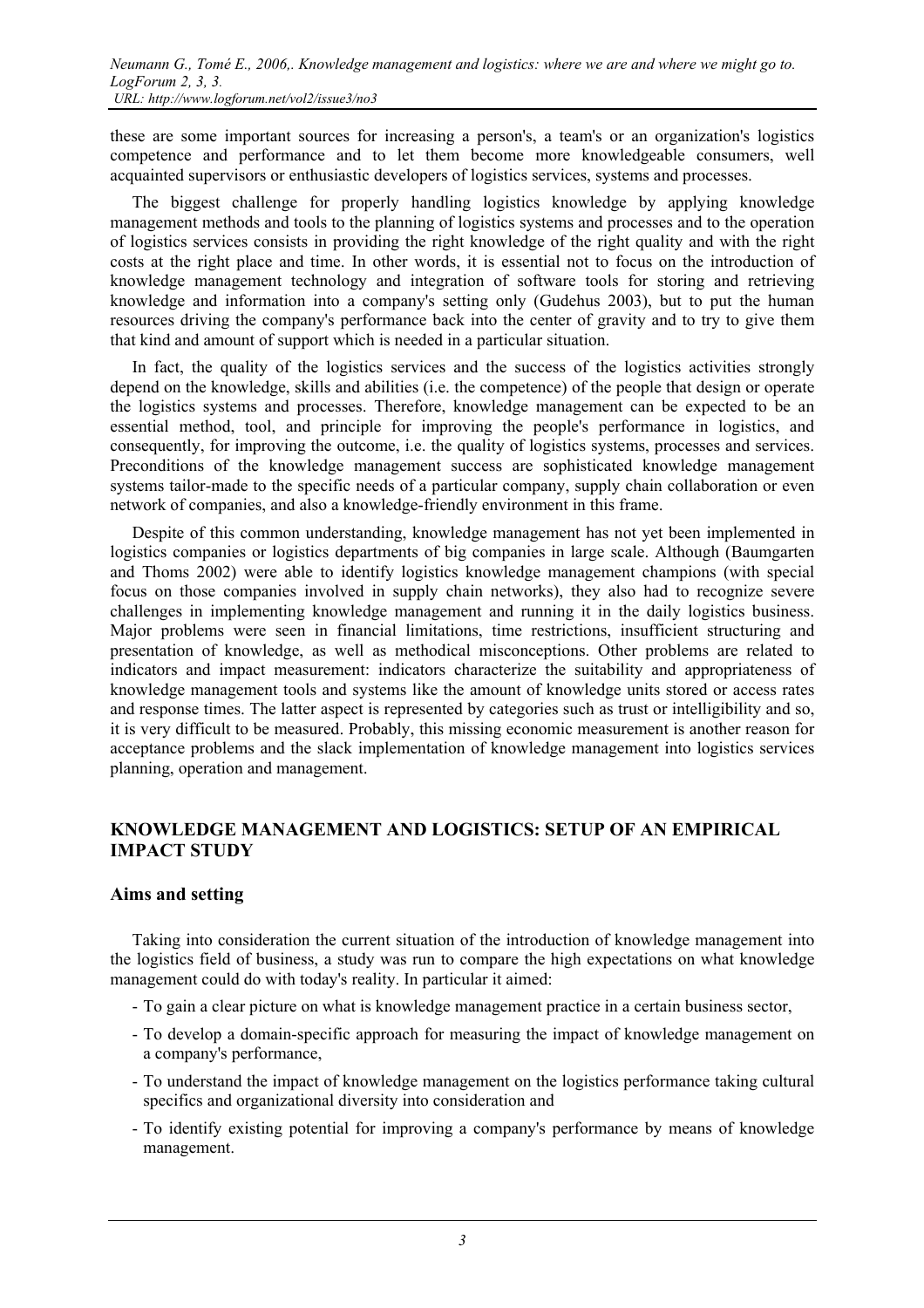these are some important sources for increasing a person's, a team's or an organization's logistics competence and performance and to let them become more knowledgeable consumers, well acquainted supervisors or enthusiastic developers of logistics services, systems and processes.

The biggest challenge for properly handling logistics knowledge by applying knowledge management methods and tools to the planning of logistics systems and processes and to the operation of logistics services consists in providing the right knowledge of the right quality and with the right costs at the right place and time. In other words, it is essential not to focus on the introduction of knowledge management technology and integration of software tools for storing and retrieving knowledge and information into a company's setting only (Gudehus 2003), but to put the human resources driving the company's performance back into the center of gravity and to try to give them that kind and amount of support which is needed in a particular situation.

In fact, the quality of the logistics services and the success of the logistics activities strongly depend on the knowledge, skills and abilities (i.e. the competence) of the people that design or operate the logistics systems and processes. Therefore, knowledge management can be expected to be an essential method, tool, and principle for improving the people's performance in logistics, and consequently, for improving the outcome, i.e. the quality of logistics systems, processes and services. Preconditions of the knowledge management success are sophisticated knowledge management systems tailor-made to the specific needs of a particular company, supply chain collaboration or even network of companies, and also a knowledge-friendly environment in this frame.

Despite of this common understanding, knowledge management has not yet been implemented in logistics companies or logistics departments of big companies in large scale. Although (Baumgarten and Thoms 2002) were able to identify logistics knowledge management champions (with special focus on those companies involved in supply chain networks), they also had to recognize severe challenges in implementing knowledge management and running it in the daily logistics business. Major problems were seen in financial limitations, time restrictions, insufficient structuring and presentation of knowledge, as well as methodical misconceptions. Other problems are related to indicators and impact measurement: indicators characterize the suitability and appropriateness of knowledge management tools and systems like the amount of knowledge units stored or access rates and response times. The latter aspect is represented by categories such as trust or intelligibility and so, it is very difficult to be measured. Probably, this missing economic measurement is another reason for acceptance problems and the slack implementation of knowledge management into logistics services planning, operation and management.

## KNOWLEDGE MANAGEMENT AND LOGISTICS: SETUP OF AN EMPIRICAL IMPACT STUDY

### Aims and setting

Taking into consideration the current situation of the introduction of knowledge management into the logistics field of business, a study was run to compare the high expectations on what knowledge management could do with today's reality. In particular it aimed:

- To gain a clear picture on what is knowledge management practice in a certain business sector,
- To develop a domain-specific approach for measuring the impact of knowledge management on a company's performance,
- To understand the impact of knowledge management on the logistics performance taking cultural specifics and organizational diversity into consideration and
- To identify existing potential for improving a company's performance by means of knowledge management.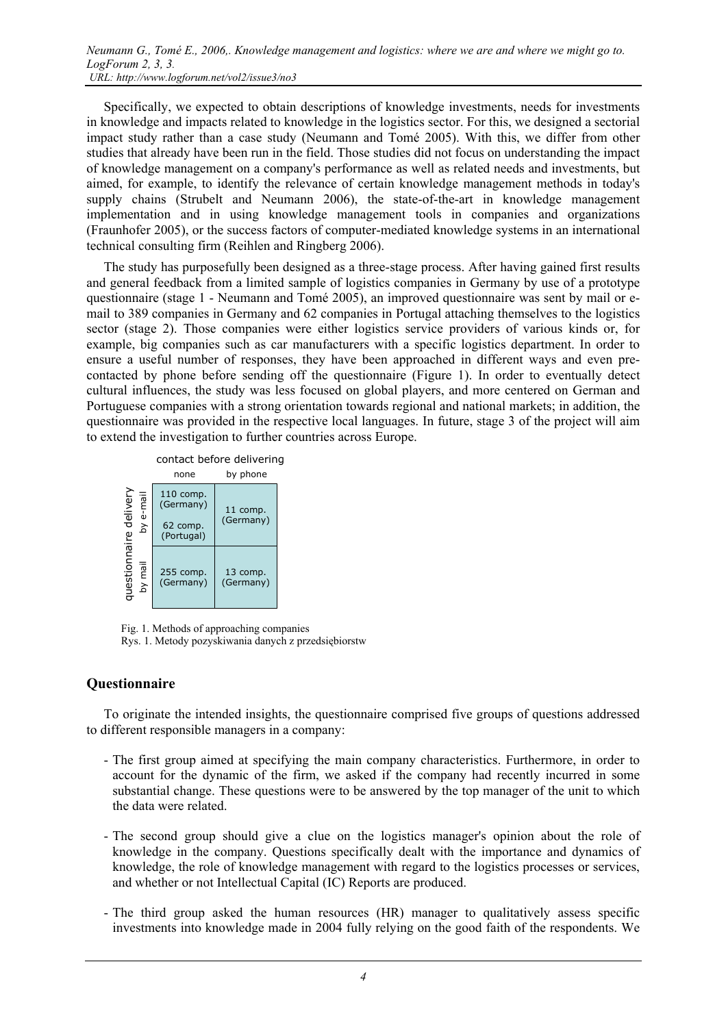Specifically, we expected to obtain descriptions of knowledge investments, needs for investments in knowledge and impacts related to knowledge in the logistics sector. For this, we designed a sectorial impact study rather than a case study (Neumann and Tomé 2005). With this, we differ from other studies that already have been run in the field. Those studies did not focus on understanding the impact of knowledge management on a company's performance as well as related needs and investments, but aimed, for example, to identify the relevance of certain knowledge management methods in today's supply chains (Strubelt and Neumann 2006), the state-of-the-art in knowledge management implementation and in using knowledge management tools in companies and organizations (Fraunhofer 2005), or the success factors of computer-mediated knowledge systems in an international technical consulting firm (Reihlen and Ringberg 2006).

The study has purposefully been designed as a three-stage process. After having gained first results and general feedback from a limited sample of logistics companies in Germany by use of a prototype questionnaire (stage 1 - Neumann and Tomé 2005), an improved questionnaire was sent by mail or e-mail to 389 companies in Germany and 62 companies in Portugal attaching themselves to the logistics sector (stage 2). Those companies were either logistics service providers of various kinds or, for example, big companies such as car manufacturers with a specific logistics department. In order to ensure a useful number of responses, they have been approached in different ways and even pre-contacted by phone before sending off the questionnaire (Figure 1). In order to eventually detect cultural influences, the study was less focused on global players, and more centered on German and Portuguese companies with a strong orientation towards regional and national markets; in addition, the questionnaire was provided in the respective local languages. In future, stage 3 of the project will aim to extend the investigation to further countries across Europe.

| questionnaire delivery | contact before delivering: none | contact before delivering: by phone |
|---|---|---|
| by e-mail | 110 comp. (Germany)<br>62 comp. (Portugal) | 11 comp. (Germany) |
| by mail | 255 comp. (Germany) | 13 comp. (Germany) |

Fig. 1. Methods of approaching companies
Rys. 1. Metody pozyskiwania danych z przedsiębiorstw

## Questionnaire

To originate the intended insights, the questionnaire comprised five groups of questions addressed to different responsible managers in a company:

- The first group aimed at specifying the main company characteristics. Furthermore, in order to account for the dynamic of the firm, we asked if the company had recently incurred in some substantial change. These questions were to be answered by the top manager of the unit to which the data were related.
- The second group should give a clue on the logistics manager's opinion about the role of knowledge in the company. Questions specifically dealt with the importance and dynamics of knowledge, the role of knowledge management with regard to the logistics processes or services, and whether or not Intellectual Capital (IC) Reports are produced.
- The third group asked the human resources (HR) manager to qualitatively assess specific investments into knowledge made in 2004 fully relying on the good faith of the respondents. We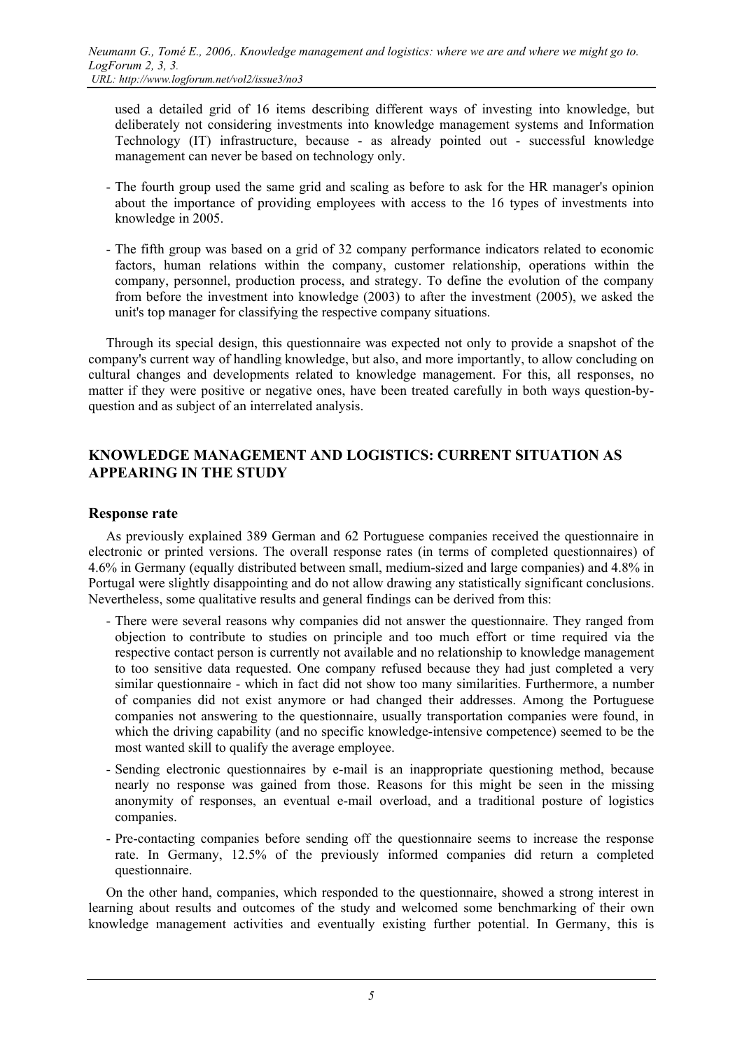used a detailed grid of 16 items describing different ways of investing into knowledge, but deliberately not considering investments into knowledge management systems and Information Technology (IT) infrastructure, because - as already pointed out - successful knowledge management can never be based on technology only.

- The fourth group used the same grid and scaling as before to ask for the HR manager's opinion about the importance of providing employees with access to the 16 types of investments into knowledge in 2005.
- The fifth group was based on a grid of 32 company performance indicators related to economic factors, human relations within the company, customer relationship, operations within the company, personnel, production process, and strategy. To define the evolution of the company from before the investment into knowledge (2003) to after the investment (2005), we asked the unit's top manager for classifying the respective company situations.

Through its special design, this questionnaire was expected not only to provide a snapshot of the company's current way of handling knowledge, but also, and more importantly, to allow concluding on cultural changes and developments related to knowledge management. For this, all responses, no matter if they were positive or negative ones, have been treated carefully in both ways question-by-question and as subject of an interrelated analysis.

## KNOWLEDGE MANAGEMENT AND LOGISTICS: CURRENT SITUATION AS APPEARING IN THE STUDY

### Response rate

As previously explained 389 German and 62 Portuguese companies received the questionnaire in electronic or printed versions. The overall response rates (in terms of completed questionnaires) of 4.6% in Germany (equally distributed between small, medium-sized and large companies) and 4.8% in Portugal were slightly disappointing and do not allow drawing any statistically significant conclusions. Nevertheless, some qualitative results and general findings can be derived from this:

- There were several reasons why companies did not answer the questionnaire. They ranged from objection to contribute to studies on principle and too much effort or time required via the respective contact person is currently not available and no relationship to knowledge management to too sensitive data requested. One company refused because they had just completed a very similar questionnaire - which in fact did not show too many similarities. Furthermore, a number of companies did not exist anymore or had changed their addresses. Among the Portuguese companies not answering to the questionnaire, usually transportation companies were found, in which the driving capability (and no specific knowledge-intensive competence) seemed to be the most wanted skill to qualify the average employee.
- Sending electronic questionnaires by e-mail is an inappropriate questioning method, because nearly no response was gained from those. Reasons for this might be seen in the missing anonymity of responses, an eventual e-mail overload, and a traditional posture of logistics companies.
- Pre-contacting companies before sending off the questionnaire seems to increase the response rate. In Germany, 12.5% of the previously informed companies did return a completed questionnaire.

On the other hand, companies, which responded to the questionnaire, showed a strong interest in learning about results and outcomes of the study and welcomed some benchmarking of their own knowledge management activities and eventually existing further potential. In Germany, this is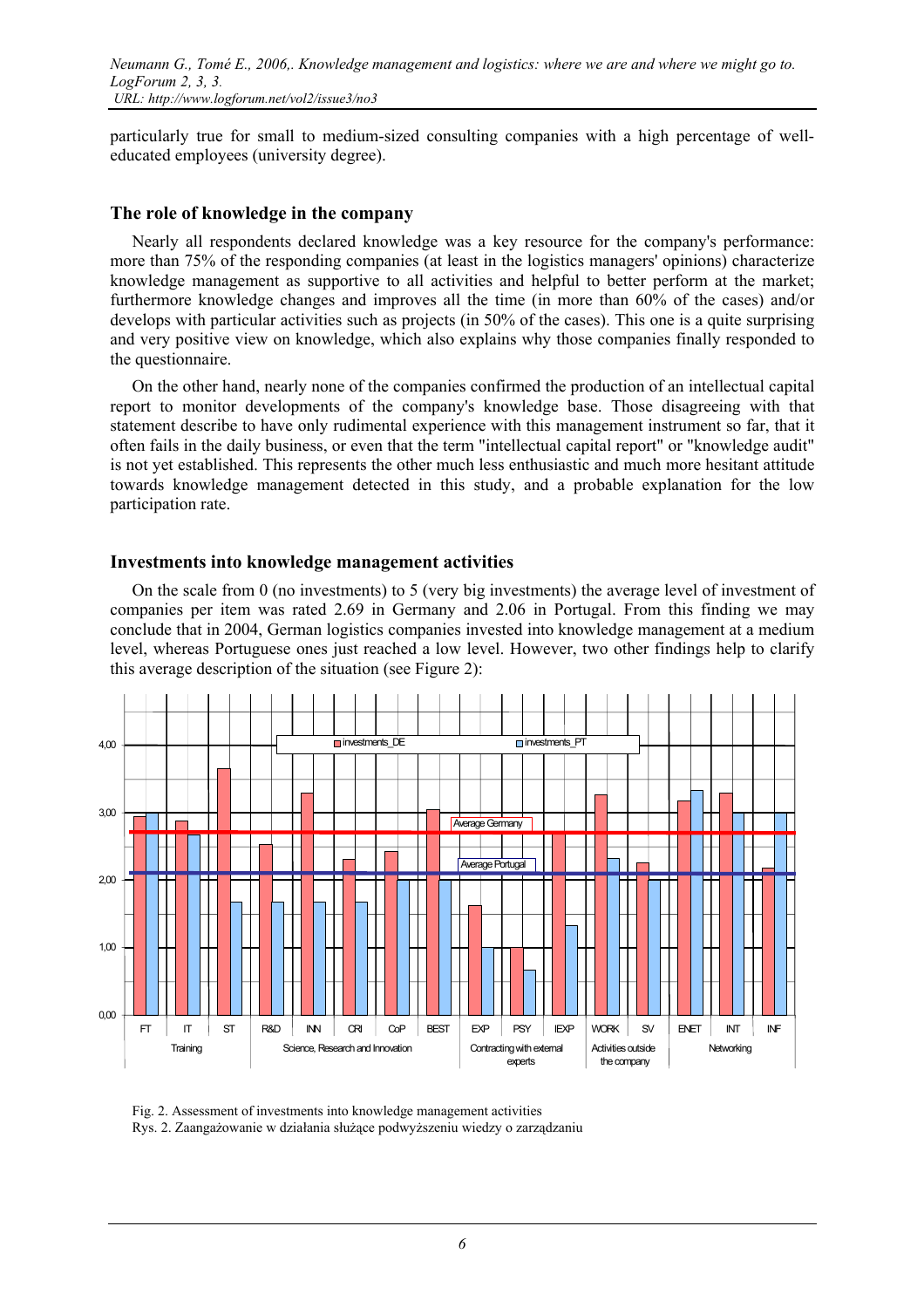particularly true for small to medium-sized consulting companies with a high percentage of well-educated employees (university degree).

## The role of knowledge in the company

Nearly all respondents declared knowledge was a key resource for the company's performance: more than 75% of the responding companies (at least in the logistics managers' opinions) characterize knowledge management as supportive to all activities and helpful to better perform at the market; furthermore knowledge changes and improves all the time (in more than 60% of the cases) and/or develops with particular activities such as projects (in 50% of the cases). This one is a quite surprising and very positive view on knowledge, which also explains why those companies finally responded to the questionnaire.

On the other hand, nearly none of the companies confirmed the production of an intellectual capital report to monitor developments of the company's knowledge base. Those disagreeing with that statement describe to have only rudimental experience with this management instrument so far, that it often fails in the daily business, or even that the term "intellectual capital report" or "knowledge audit" is not yet established. This represents the other much less enthusiastic and much more hesitant attitude towards knowledge management detected in this study, and a probable explanation for the low participation rate.

## Investments into knowledge management activities

On the scale from 0 (no investments) to 5 (very big investments) the average level of investment of companies per item was rated 2.69 in Germany and 2.06 in Portugal. From this finding we may conclude that in 2004, German logistics companies invested into knowledge management at a medium level, whereas Portuguese ones just reached a low level. However, two other findings help to clarify this average description of the situation (see Figure 2):

Fig. 2. Assessment of investments into knowledge management activities

Rys. 2. Zaangażowanie w działania służące podwyższeniu wiedzy o zarządzaniu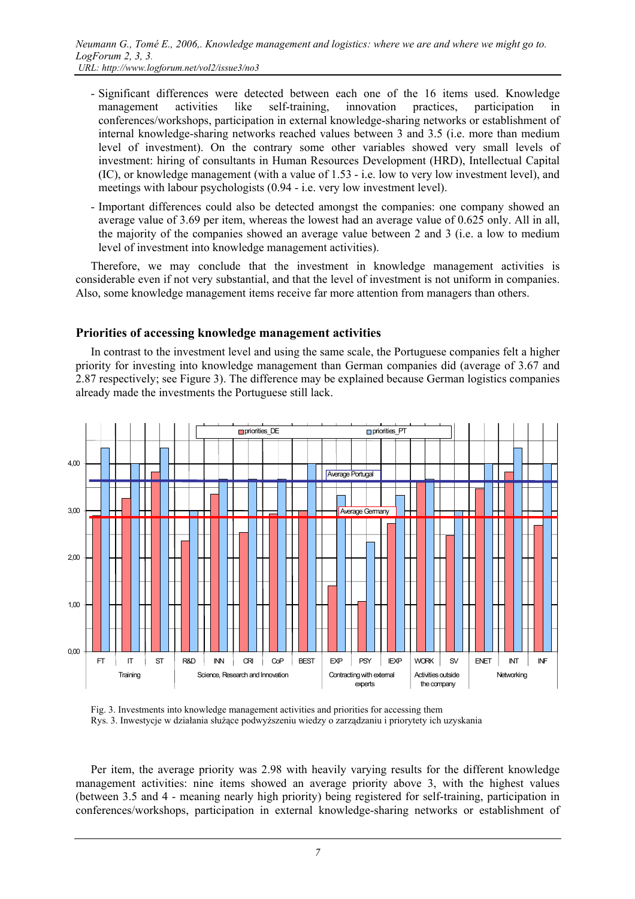- Significant differences were detected between each one of the 16 items used. Knowledge management activities like self-training, innovation practices, participation in conferences/workshops, participation in external knowledge-sharing networks or establishment of internal knowledge-sharing networks reached values between 3 and 3.5 (i.e. more than medium level of investment). On the contrary some other variables showed very small levels of investment: hiring of consultants in Human Resources Development (HRD), Intellectual Capital (IC), or knowledge management (with a value of 1.53 - i.e. low to very low investment level), and meetings with labour psychologists (0.94 - i.e. very low investment level).
- Important differences could also be detected amongst the companies: one company showed an average value of 3.69 per item, whereas the lowest had an average value of 0.625 only. All in all, the majority of the companies showed an average value between 2 and 3 (i.e. a low to medium level of investment into knowledge management activities).

Therefore, we may conclude that the investment in knowledge management activities is considerable even if not very substantial, and that the level of investment is not uniform in companies. Also, some knowledge management items receive far more attention from managers than others.

## Priorities of accessing knowledge management activities

In contrast to the investment level and using the same scale, the Portuguese companies felt a higher priority for investing into knowledge management than German companies did (average of 3.67 and 2.87 respectively; see Figure 3). The difference may be explained because German logistics companies already made the investments the Portuguese still lack.

Fig. 3. Investments into knowledge management activities and priorities for accessing them
Rys. 3. Inwestycje w działania służące podwyższeniu wiedzy o zarządzaniu i priorytety ich uzyskania

Per item, the average priority was 2.98 with heavily varying results for the different knowledge management activities: nine items showed an average priority above 3, with the highest values (between 3.5 and 4 - meaning nearly high priority) being registered for self-training, participation in conferences/workshops, participation in external knowledge-sharing networks or establishment of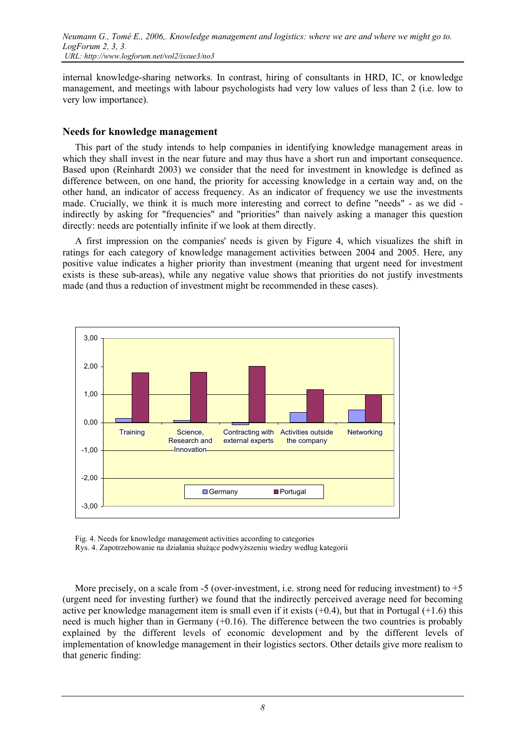internal knowledge-sharing networks. In contrast, hiring of consultants in HRD, IC, or knowledge management, and meetings with labour psychologists had very low values of less than 2 (i.e. low to very low importance).

## Needs for knowledge management

This part of the study intends to help companies in identifying knowledge management areas in which they shall invest in the near future and may thus have a short run and important consequence. Based upon (Reinhardt 2003) we consider that the need for investment in knowledge is defined as difference between, on one hand, the priority for accessing knowledge in a certain way and, on the other hand, an indicator of access frequency. As an indicator of frequency we use the investments made. Crucially, we think it is much more interesting and correct to define "needs" - as we did - indirectly by asking for "frequencies" and "priorities" than naively asking a manager this question directly: needs are potentially infinite if we look at them directly.

A first impression on the companies' needs is given by Figure 4, which visualizes the shift in ratings for each category of knowledge management activities between 2004 and 2005. Here, any positive value indicates a higher priority than investment (meaning that urgent need for investment exists is these sub-areas), while any negative value shows that priorities do not justify investments made (and thus a reduction of investment might be recommended in these cases).

Fig. 4. Needs for knowledge management activities according to categories

Rys. 4. Zapotrzebowanie na działania służące podwyższeniu wiedzy według kategorii

More precisely, on a scale from -5 (over-investment, i.e. strong need for reducing investment) to +5 (urgent need for investing further) we found that the indirectly perceived average need for becoming active per knowledge management item is small even if it exists (+0.4), but that in Portugal (+1.6) this need is much higher than in Germany (+0.16). The difference between the two countries is probably explained by the different levels of economic development and by the different levels of implementation of knowledge management in their logistics sectors. Other details give more realism to that generic finding: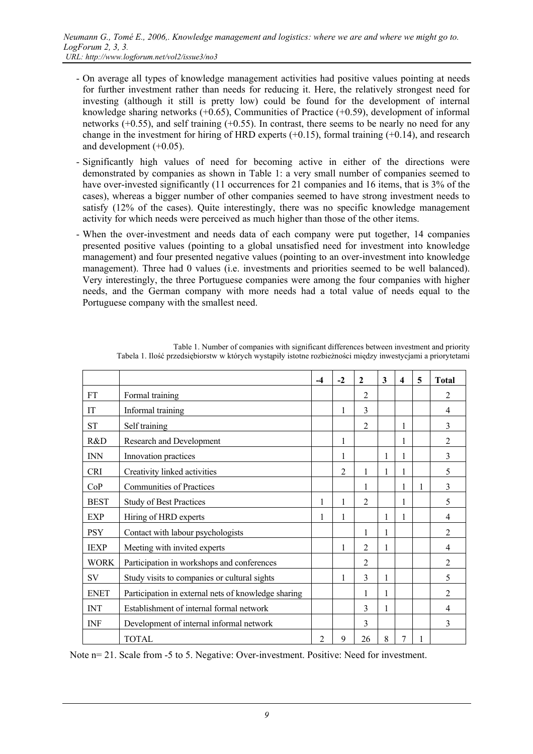- On average all types of knowledge management activities had positive values pointing at needs for further investment rather than needs for reducing it. Here, the relatively strongest need for investing (although it still is pretty low) could be found for the development of internal knowledge sharing networks (+0.65), Communities of Practice (+0.59), development of informal networks (+0.55), and self training (+0.55). In contrast, there seems to be nearly no need for any change in the investment for hiring of HRD experts (+0.15), formal training (+0.14), and research and development (+0.05).
- Significantly high values of need for becoming active in either of the directions were demonstrated by companies as shown in Table 1: a very small number of companies seemed to have over-invested significantly (11 occurrences for 21 companies and 16 items, that is 3% of the cases), whereas a bigger number of other companies seemed to have strong investment needs to satisfy (12% of the cases). Quite interestingly, there was no specific knowledge management activity for which needs were perceived as much higher than those of the other items.
- When the over-investment and needs data of each company were put together, 14 companies presented positive values (pointing to a global unsatisfied need for investment into knowledge management) and four presented negative values (pointing to an over-investment into knowledge management). Three had 0 values (i.e. investments and priorities seemed to be well balanced). Very interestingly, the three Portuguese companies were among the four companies with higher needs, and the German company with more needs had a total value of needs equal to the Portuguese company with the smallest need.

Table 1. Number of companies with significant differences between investment and priority
Tabela 1. Ilość przedsiębiorstw w których wystąpiły istotne rozbieżności między inwestycjami a priorytetami

| | | -4 | -2 | 2 | 3 | 4 | 5 | Total |
|---|---|---|---|---|---|---|---|---|
| FT | Formal training | | | 2 | | | | 2 |
| IT | Informal training | | 1 | 3 | | | | 4 |
| ST | Self training | | | 2 | | 1 | | 3 |
| R&D | Research and Development | | 1 | | | 1 | | 2 |
| INN | Innovation practices | | 1 | | 1 | 1 | | 3 |
| CRI | Creativity linked activities | | 2 | 1 | 1 | 1 | | 5 |
| CoP | Communities of Practices | | | 1 | | 1 | 1 | 3 |
| BEST | Study of Best Practices | 1 | 1 | 2 | | 1 | | 5 |
| EXP | Hiring of HRD experts | 1 | 1 | | 1 | 1 | | 4 |
| PSY | Contact with labour psychologists | | | 1 | 1 | | | 2 |
| IEXP | Meeting with invited experts | | 1 | 2 | 1 | | | 4 |
| WORK | Participation in workshops and conferences | | | 2 | | | | 2 |
| SV | Study visits to companies or cultural sights | | 1 | 3 | 1 | | | 5 |
| ENET | Participation in external nets of knowledge sharing | | | 1 | 1 | | | 2 |
| INT | Establishment of internal formal network | | | 3 | 1 | | | 4 |
| INF | Development of internal informal network | | | 3 | | | | 3 |
| | TOTAL | 2 | 9 | 26 | 8 | 7 | 1 | |

Note n= 21. Scale from -5 to 5. Negative: Over-investment. Positive: Need for investment.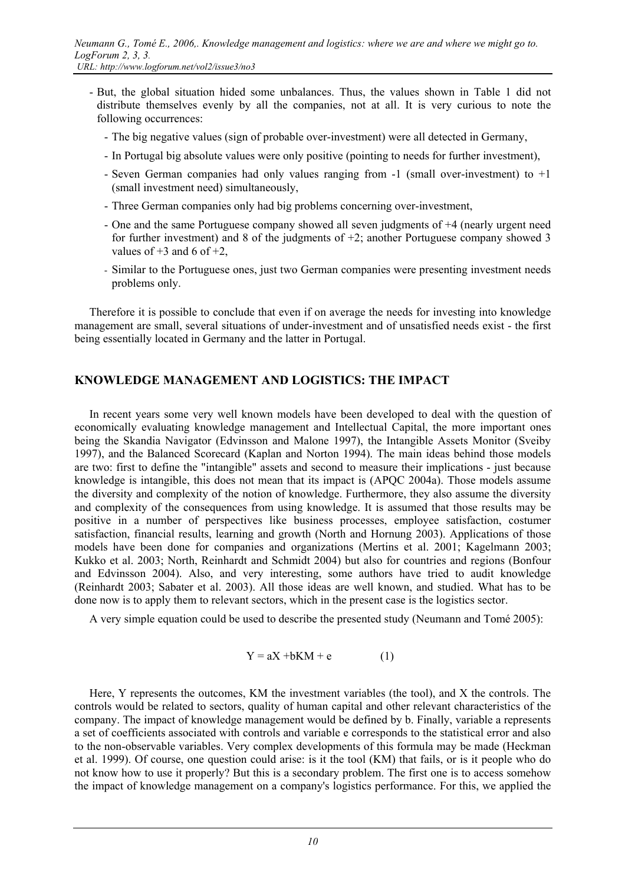- But, the global situation hided some unbalances. Thus, the values shown in Table 1 did not distribute themselves evenly by all the companies, not at all. It is very curious to note the following occurrences:
  - The big negative values (sign of probable over-investment) were all detected in Germany,
  - In Portugal big absolute values were only positive (pointing to needs for further investment),
  - Seven German companies had only values ranging from -1 (small over-investment) to +1 (small investment need) simultaneously,
  - Three German companies only had big problems concerning over-investment,
  - One and the same Portuguese company showed all seven judgments of +4 (nearly urgent need for further investment) and 8 of the judgments of +2; another Portuguese company showed 3 values of +3 and 6 of +2,
  - Similar to the Portuguese ones, just two German companies were presenting investment needs problems only.

Therefore it is possible to conclude that even if on average the needs for investing into knowledge management are small, several situations of under-investment and of unsatisfied needs exist - the first being essentially located in Germany and the latter in Portugal.

## KNOWLEDGE MANAGEMENT AND LOGISTICS: THE IMPACT

In recent years some very well known models have been developed to deal with the question of economically evaluating knowledge management and Intellectual Capital, the more important ones being the Skandia Navigator (Edvinsson and Malone 1997), the Intangible Assets Monitor (Sveiby 1997), and the Balanced Scorecard (Kaplan and Norton 1994). The main ideas behind those models are two: first to define the "intangible" assets and second to measure their implications - just because knowledge is intangible, this does not mean that its impact is (APQC 2004a). Those models assume the diversity and complexity of the notion of knowledge. Furthermore, they also assume the diversity and complexity of the consequences from using knowledge. It is assumed that those results may be positive in a number of perspectives like business processes, employee satisfaction, costumer satisfaction, financial results, learning and growth (North and Hornung 2003). Applications of those models have been done for companies and organizations (Mertins et al. 2001; Kagelmann 2003; Kukko et al. 2003; North, Reinhardt and Schmidt 2004) but also for countries and regions (Bonfour and Edvinsson 2004). Also, and very interesting, some authors have tried to audit knowledge (Reinhardt 2003; Sabater et al. 2003). All those ideas are well known, and studied. What has to be done now is to apply them to relevant sectors, which in the present case is the logistics sector.

A very simple equation could be used to describe the presented study (Neumann and Tomé 2005):

$$Y = aX + bKM + e \qquad (1)$$

Here, Y represents the outcomes, KM the investment variables (the tool), and X the controls. The controls would be related to sectors, quality of human capital and other relevant characteristics of the company. The impact of knowledge management would be defined by b. Finally, variable a represents a set of coefficients associated with controls and variable e corresponds to the statistical error and also to the non-observable variables. Very complex developments of this formula may be made (Heckman et al. 1999). Of course, one question could arise: is it the tool (KM) that fails, or is it people who do not know how to use it properly? But this is a secondary problem. The first one is to access somehow the impact of knowledge management on a company's logistics performance. For this, we applied the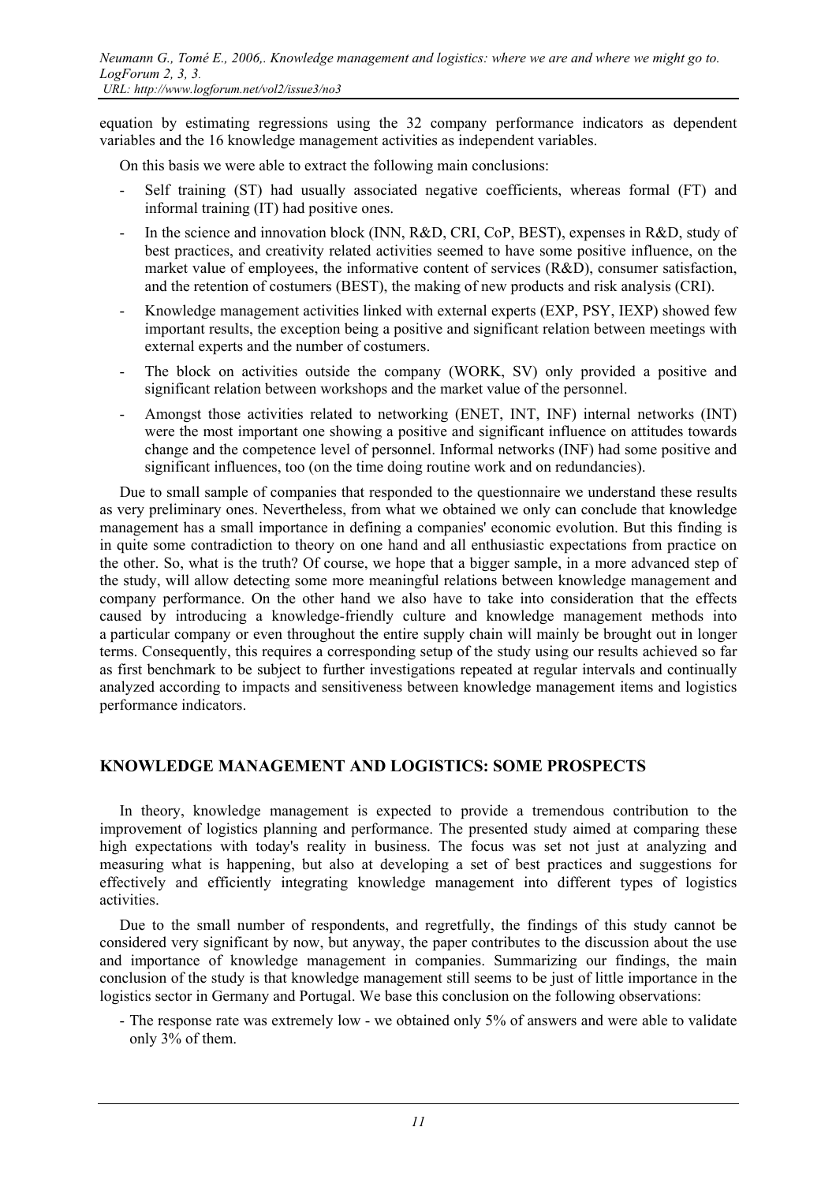equation by estimating regressions using the 32 company performance indicators as dependent variables and the 16 knowledge management activities as independent variables.

On this basis we were able to extract the following main conclusions:

- Self training (ST) had usually associated negative coefficients, whereas formal (FT) and informal training (IT) had positive ones.
- In the science and innovation block (INN, R&D, CRI, CoP, BEST), expenses in R&D, study of best practices, and creativity related activities seemed to have some positive influence, on the market value of employees, the informative content of services (R&D), consumer satisfaction, and the retention of costumers (BEST), the making of new products and risk analysis (CRI).
- Knowledge management activities linked with external experts (EXP, PSY, IEXP) showed few important results, the exception being a positive and significant relation between meetings with external experts and the number of costumers.
- The block on activities outside the company (WORK, SV) only provided a positive and significant relation between workshops and the market value of the personnel.
- Amongst those activities related to networking (ENET, INT, INF) internal networks (INT) were the most important one showing a positive and significant influence on attitudes towards change and the competence level of personnel. Informal networks (INF) had some positive and significant influences, too (on the time doing routine work and on redundancies).

Due to small sample of companies that responded to the questionnaire we understand these results as very preliminary ones. Nevertheless, from what we obtained we only can conclude that knowledge management has a small importance in defining a companies' economic evolution. But this finding is in quite some contradiction to theory on one hand and all enthusiastic expectations from practice on the other. So, what is the truth? Of course, we hope that a bigger sample, in a more advanced step of the study, will allow detecting some more meaningful relations between knowledge management and company performance. On the other hand we also have to take into consideration that the effects caused by introducing a knowledge-friendly culture and knowledge management methods into a particular company or even throughout the entire supply chain will mainly be brought out in longer terms. Consequently, this requires a corresponding setup of the study using our results achieved so far as first benchmark to be subject to further investigations repeated at regular intervals and continually analyzed according to impacts and sensitiveness between knowledge management items and logistics performance indicators.

## KNOWLEDGE MANAGEMENT AND LOGISTICS: SOME PROSPECTS

In theory, knowledge management is expected to provide a tremendous contribution to the improvement of logistics planning and performance. The presented study aimed at comparing these high expectations with today's reality in business. The focus was set not just at analyzing and measuring what is happening, but also at developing a set of best practices and suggestions for effectively and efficiently integrating knowledge management into different types of logistics activities.

Due to the small number of respondents, and regretfully, the findings of this study cannot be considered very significant by now, but anyway, the paper contributes to the discussion about the use and importance of knowledge management in companies. Summarizing our findings, the main conclusion of the study is that knowledge management still seems to be just of little importance in the logistics sector in Germany and Portugal. We base this conclusion on the following observations:

- The response rate was extremely low - we obtained only 5% of answers and were able to validate only 3% of them.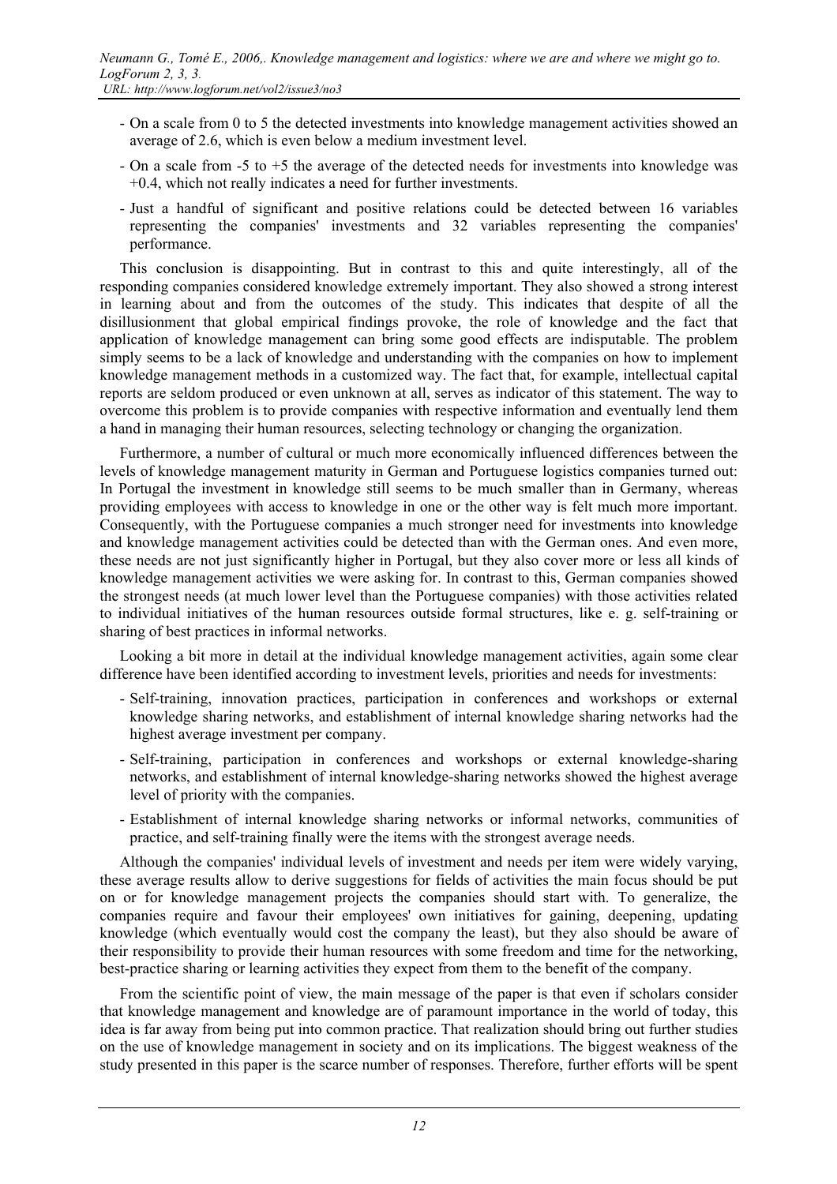- On a scale from 0 to 5 the detected investments into knowledge management activities showed an average of 2.6, which is even below a medium investment level.
- On a scale from -5 to +5 the average of the detected needs for investments into knowledge was +0.4, which not really indicates a need for further investments.
- Just a handful of significant and positive relations could be detected between 16 variables representing the companies' investments and 32 variables representing the companies' performance.

This conclusion is disappointing. But in contrast to this and quite interestingly, all of the responding companies considered knowledge extremely important. They also showed a strong interest in learning about and from the outcomes of the study. This indicates that despite of all the disillusionment that global empirical findings provoke, the role of knowledge and the fact that application of knowledge management can bring some good effects are indisputable. The problem simply seems to be a lack of knowledge and understanding with the companies on how to implement knowledge management methods in a customized way. The fact that, for example, intellectual capital reports are seldom produced or even unknown at all, serves as indicator of this statement. The way to overcome this problem is to provide companies with respective information and eventually lend them a hand in managing their human resources, selecting technology or changing the organization.

Furthermore, a number of cultural or much more economically influenced differences between the levels of knowledge management maturity in German and Portuguese logistics companies turned out: In Portugal the investment in knowledge still seems to be much smaller than in Germany, whereas providing employees with access to knowledge in one or the other way is felt much more important. Consequently, with the Portuguese companies a much stronger need for investments into knowledge and knowledge management activities could be detected than with the German ones. And even more, these needs are not just significantly higher in Portugal, but they also cover more or less all kinds of knowledge management activities we were asking for. In contrast to this, German companies showed the strongest needs (at much lower level than the Portuguese companies) with those activities related to individual initiatives of the human resources outside formal structures, like e. g. self-training or sharing of best practices in informal networks.

Looking a bit more in detail at the individual knowledge management activities, again some clear difference have been identified according to investment levels, priorities and needs for investments:

- Self-training, innovation practices, participation in conferences and workshops or external knowledge sharing networks, and establishment of internal knowledge sharing networks had the highest average investment per company.
- Self-training, participation in conferences and workshops or external knowledge-sharing networks, and establishment of internal knowledge-sharing networks showed the highest average level of priority with the companies.
- Establishment of internal knowledge sharing networks or informal networks, communities of practice, and self-training finally were the items with the strongest average needs.

Although the companies' individual levels of investment and needs per item were widely varying, these average results allow to derive suggestions for fields of activities the main focus should be put on or for knowledge management projects the companies should start with. To generalize, the companies require and favour their employees' own initiatives for gaining, deepening, updating knowledge (which eventually would cost the company the least), but they also should be aware of their responsibility to provide their human resources with some freedom and time for the networking, best-practice sharing or learning activities they expect from them to the benefit of the company.

From the scientific point of view, the main message of the paper is that even if scholars consider that knowledge management and knowledge are of paramount importance in the world of today, this idea is far away from being put into common practice. That realization should bring out further studies on the use of knowledge management in society and on its implications. The biggest weakness of the study presented in this paper is the scarce number of responses. Therefore, further efforts will be spent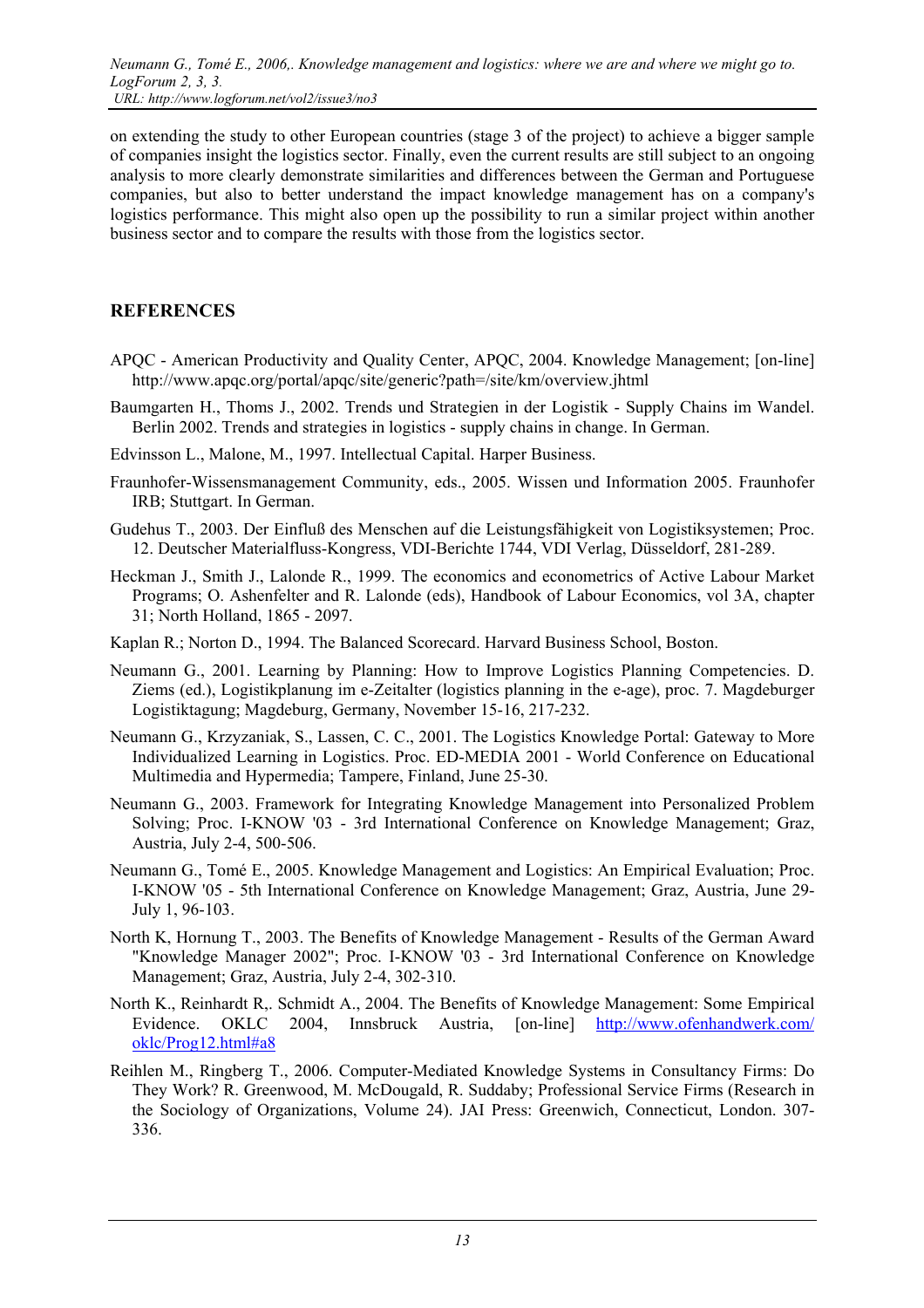on extending the study to other European countries (stage 3 of the project) to achieve a bigger sample of companies insight the logistics sector. Finally, even the current results are still subject to an ongoing analysis to more clearly demonstrate similarities and differences between the German and Portuguese companies, but also to better understand the impact knowledge management has on a company's logistics performance. This might also open up the possibility to run a similar project within another business sector and to compare the results with those from the logistics sector.

## REFERENCES

APQC - American Productivity and Quality Center, APQC, 2004. Knowledge Management; [on-line] http://www.apqc.org/portal/apqc/site/generic?path=/site/km/overview.jhtml

Baumgarten H., Thoms J., 2002. Trends und Strategien in der Logistik - Supply Chains im Wandel. Berlin 2002. Trends and strategies in logistics - supply chains in change. In German.

Edvinsson L., Malone, M., 1997. Intellectual Capital. Harper Business.

Fraunhofer-Wissensmanagement Community, eds., 2005. Wissen und Information 2005. Fraunhofer IRB; Stuttgart. In German.

Gudehus T., 2003. Der Einfluß des Menschen auf die Leistungsfähigkeit von Logistiksystemen; Proc. 12. Deutscher Materialfluss-Kongress, VDI-Berichte 1744, VDI Verlag, Düsseldorf, 281-289.

Heckman J., Smith J., Lalonde R., 1999. The economics and econometrics of Active Labour Market Programs; O. Ashenfelter and R. Lalonde (eds), Handbook of Labour Economics, vol 3A, chapter 31; North Holland, 1865 - 2097.

Kaplan R.; Norton D., 1994. The Balanced Scorecard. Harvard Business School, Boston.

Neumann G., 2001. Learning by Planning: How to Improve Logistics Planning Competencies. D. Ziems (ed.), Logistikplanung im e-Zeitalter (logistics planning in the e-age), proc. 7. Magdeburger Logistiktagung; Magdeburg, Germany, November 15-16, 217-232.

Neumann G., Krzyzaniak, S., Lassen, C. C., 2001. The Logistics Knowledge Portal: Gateway to More Individualized Learning in Logistics. Proc. ED-MEDIA 2001 - World Conference on Educational Multimedia and Hypermedia; Tampere, Finland, June 25-30.

Neumann G., 2003. Framework for Integrating Knowledge Management into Personalized Problem Solving; Proc. I-KNOW '03 - 3rd International Conference on Knowledge Management; Graz, Austria, July 2-4, 500-506.

Neumann G., Tomé E., 2005. Knowledge Management and Logistics: An Empirical Evaluation; Proc. I-KNOW '05 - 5th International Conference on Knowledge Management; Graz, Austria, June 29-July 1, 96-103.

North K, Hornung T., 2003. The Benefits of Knowledge Management - Results of the German Award "Knowledge Manager 2002"; Proc. I-KNOW '03 - 3rd International Conference on Knowledge Management; Graz, Austria, July 2-4, 302-310.

North K., Reinhardt R,. Schmidt A., 2004. The Benefits of Knowledge Management: Some Empirical Evidence. OKLC 2004, Innsbruck Austria, [on-line] http://www.ofenhandwerk.com/oklc/Prog12.html#a8

Reihlen M., Ringberg T., 2006. Computer-Mediated Knowledge Systems in Consultancy Firms: Do They Work? R. Greenwood, M. McDougald, R. Suddaby; Professional Service Firms (Research in the Sociology of Organizations, Volume 24). JAI Press: Greenwich, Connecticut, London. 307-336.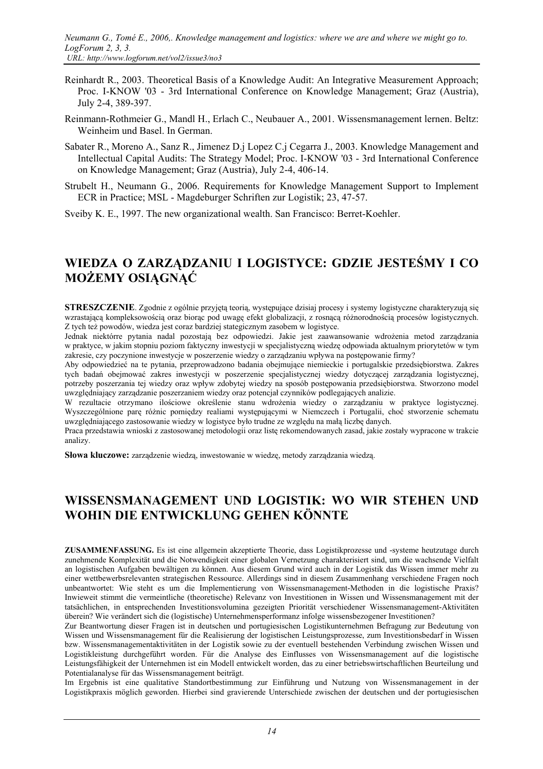Reinhardt R., 2003. Theoretical Basis of a Knowledge Audit: An Integrative Measurement Approach; Proc. I-KNOW '03 - 3rd International Conference on Knowledge Management; Graz (Austria), July 2-4, 389-397.

Reinmann-Rothmeier G., Mandl H., Erlach C., Neubauer A., 2001. Wissensmanagement lernen. Beltz: Weinheim und Basel. In German.

Sabater R., Moreno A., Sanz R., Jimenez D.j Lopez C.j Cegarra J., 2003. Knowledge Management and Intellectual Capital Audits: The Strategy Model; Proc. I-KNOW '03 - 3rd International Conference on Knowledge Management; Graz (Austria), July 2-4, 406-14.

Strubelt H., Neumann G., 2006. Requirements for Knowledge Management Support to Implement ECR in Practice; MSL - Magdeburger Schriften zur Logistik; 23, 47-57.

Sveiby K. E., 1997. The new organizational wealth. San Francisco: Berret-Koehler.

# WIEDZA O ZARZĄDZANIU I LOGISTYCE: GDZIE JESTEŚMY I CO MOŻEMY OSIĄGNĄĆ

**STRESZCZENIE**. Zgodnie z ogólnie przyjętą teorią, występujące dzisiaj procesy i systemy logistyczne charakteryzują się wzrastającą kompleksowością oraz biorąc pod uwagę efekt globalizacji, z rosnącą różnorodnością procesów logistycznych. Z tych też powodów, wiedza jest coraz bardziej stagicznym zasobem w logistyce.

Jednak niektórre pytania nadal pozostają bez odpowiedzi. Jakie jest zaawansowanie wdrożenia metod zarządzania w praktyce, w jakim stopniu poziom faktyczny inwestycji w specjalistyczną wiedzę odpowiada aktualnym priorytetów w tym zakresie, czy poczynione inwestycje w poszerzenie wiedzy o zarządzaniu wpływa na postępowanie firmy?

Aby odpowiedzieć na te pytania, przeprowadzono badania obejmujące niemieckie i portugalskie przedsiębiorstwa. Zakres tych badań obejmować zakres inwestycji w poszerzenie specjalistycznej wiedzy dotyczącej zarządzania logistycznej, potrzeby poszerzania tej wiedzy oraz wpływ zdobytej wiedzy na sposób postępowania przedsiębiorstwa. Stworzono model uwzględniający zarządzanie poszerzaniem wiedzy oraz potencjał czynników podlegających analizie.

W rezultacie otrzymano ilościowe określenie stanu wdrożenia wiedzy o zarządzaniu w praktyce logistycznej. Wyszczególnione parę różnic pomiędzy realiami występującymi w Niemczech i Portugalii, choć stworzenie schematu uwzględniającego zastosowanie wiedzy w logistyce było trudne ze względu na małą liczbę danych.

Praca przedstawia wnioski z zastosowanej metodologii oraz listę rekomendowanych zasad, jakie zostały wypracone w trakcie analizy.

**Słowa kluczowe:** zarządzenie wiedzą, inwestowanie w wiedzę, metody zarządzania wiedzą.

# WISSENSMANAGEMENT UND LOGISTIK: WO WIR STEHEN UND WOHIN DIE ENTWICKLUNG GEHEN KÖNNTE

**ZUSAMMENFASSUNG.** Es ist eine allgemein akzeptierte Theorie, dass Logistikprozesse und -systeme heutzutage durch zunehmende Komplexität und die Notwendigkeit einer globalen Vernetzung charakterisiert sind, um die wachsende Vielfalt an logistischen Aufgaben bewältigen zu können. Aus diesem Grund wird auch in der Logistik das Wissen immer mehr zu einer wettbewerbsrelevanten strategischen Ressource. Allerdings sind in diesem Zusammenhang verschiedene Fragen noch unbeantwortet: Wie steht es um die Implementierung von Wissensmanagement-Methoden in die logistische Praxis? Inwieweit stimmt die vermeintliche (theoretische) Relevanz von Investitionen in Wissen und Wissensmanagement mit der tatsächlichen, in entsprechenden Investitionsvolumina gezeigten Priorität verschiedener Wissensmanagement-Aktivitäten überein? Wie verändert sich die (logistische) Unternehmensperformanz infolge wissensbezogener Investitionen?

Zur Beantwortung dieser Fragen ist in deutschen und portugiesischen Logistikunternehmen Befragung zur Bedeutung von Wissen und Wissensmanagement für die Realisierung der logistischen Leistungsprozesse, zum Investitionsbedarf in Wissen bzw. Wissensmanagementaktivitäten in der Logistik sowie zu der eventuell bestehenden Verbindung zwischen Wissen und Logistikleistung durchgeführt worden. Für die Analyse des Einflusses von Wissensmanagement auf die logistische Leistungsfähigkeit der Unternehmen ist ein Modell entwickelt worden, das zu einer betriebswirtschaftlichen Beurteilung und Potentialanalyse für das Wissensmanagement beiträgt.

Im Ergebnis ist eine qualitative Standortbestimmung zur Einführung und Nutzung von Wissensmanagement in der Logistikpraxis möglich geworden. Hierbei sind gravierende Unterschiede zwischen der deutschen und der portugiesischen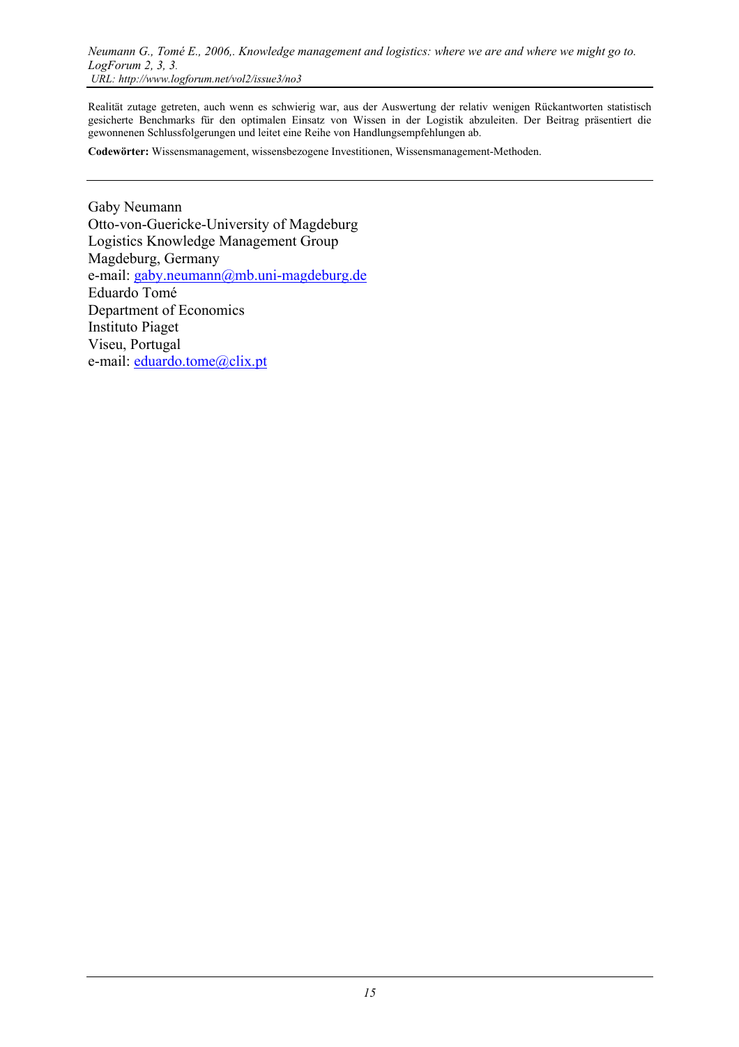Realität zutage getreten, auch wenn es schwierig war, aus der Auswertung der relativ wenigen Rückantworten statistisch gesicherte Benchmarks für den optimalen Einsatz von Wissen in der Logistik abzuleiten. Der Beitrag präsentiert die gewonnenen Schlussfolgerungen und leitet eine Reihe von Handlungsempfehlungen ab.

**Codewörter:** Wissensmanagement, wissensbezogene Investitionen, Wissensmanagement-Methoden.

---

Gaby Neumann  
Otto-von-Guericke-University of Magdeburg  
Logistics Knowledge Management Group  
Magdeburg, Germany  
e-mail: gaby.neumann@mb.uni-magdeburg.de  
Eduardo Tomé  
Department of Economics  
Instituto Piaget  
Viseu, Portugal  
e-mail: eduardo.tome@clix.pt